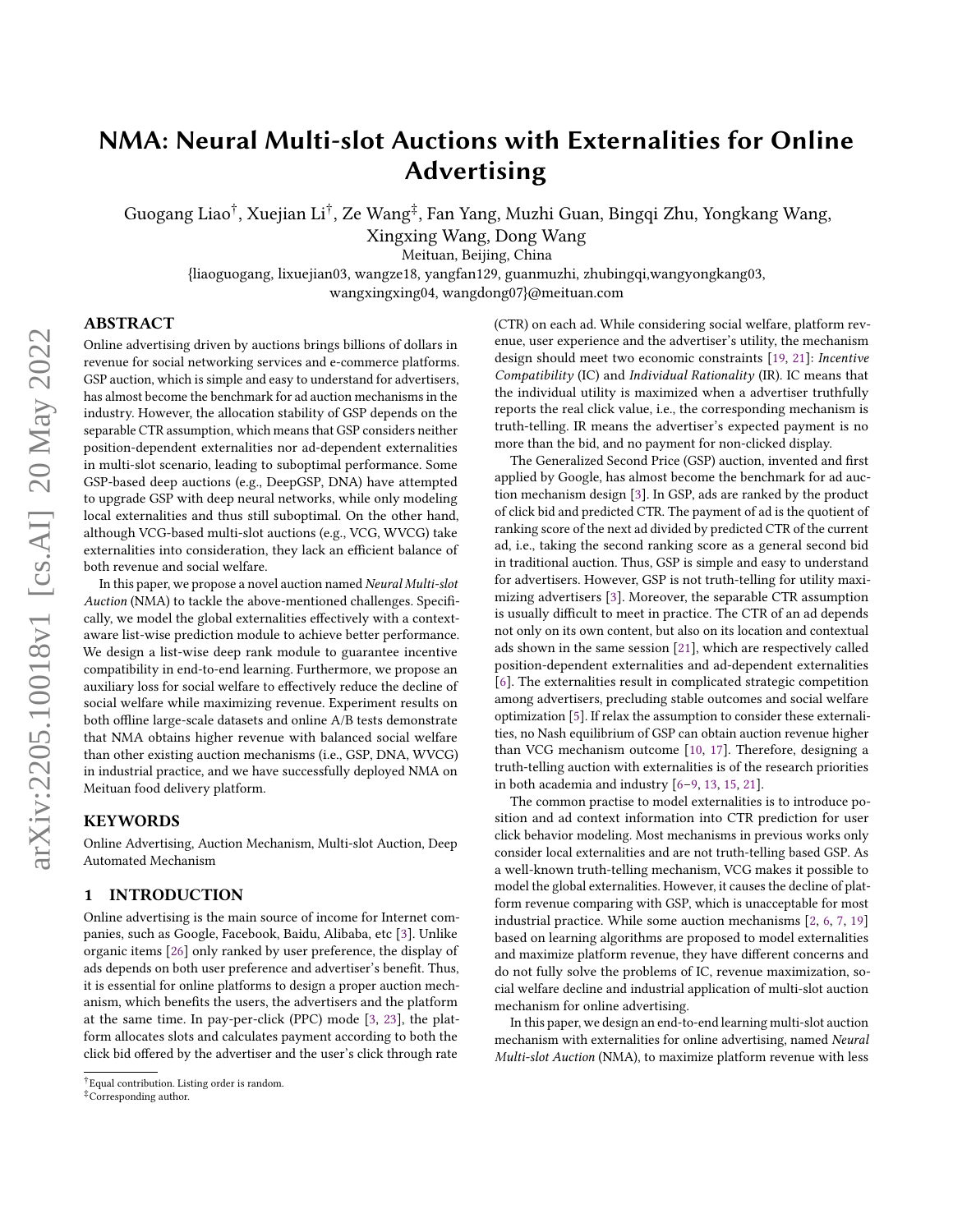# NMA: Neural Multi-slot Auctions with Externalities for Online Advertising

Guogang Liao[†], Xuejian Li[†], Ze Wang[‡], Fan Yang, Muzhi Guan, Bingqi Zhu, Yongkang Wang, Xingxing Wang, Dong Wang

Meituan, Beijing, China

{liaoguogang, lixuejian03, wangze18, yangfan129, guanmuzhi, zhubingqi,wangyongkang03, wangxingxing04, wangdong07}@meituan.com

## ABSTRACT

Online advertising driven by auctions brings billions of dollars in revenue for social networking services and e-commerce platforms. GSP auction, which is simple and easy to understand for advertisers, has almost become the benchmark for ad auction mechanisms in the industry. However, the allocation stability of GSP depends on the separable CTR assumption, which means that GSP considers neither position-dependent externalities nor ad-dependent externalities in multi-slot scenario, leading to suboptimal performance. Some GSP-based deep auctions (e.g., DeepGSP, DNA) have attempted to upgrade GSP with deep neural networks, while only modeling local externalities and thus still suboptimal. On the other hand, although VCG-based multi-slot auctions (e.g., VCG, WVCG) take externalities into consideration, they lack an efficient balance of both revenue and social welfare.

In this paper, we propose a novel auction named *Neural Multi-slot Auction* (NMA) to tackle the above-mentioned challenges. Specifically, we model the global externalities effectively with a context-aware list-wise prediction module to achieve better performance. We design a list-wise deep rank module to guarantee incentive compatibility in end-to-end learning. Furthermore, we propose an auxiliary loss for social welfare to effectively reduce the decline of social welfare while maximizing revenue. Experiment results on both offline large-scale datasets and online A/B tests demonstrate that NMA obtains higher revenue with balanced social welfare than other existing auction mechanisms (i.e., GSP, DNA, WVCG) in industrial practice, and we have successfully deployed NMA on Meituan food delivery platform.

## KEYWORDS

Online Advertising, Auction Mechanism, Multi-slot Auction, Deep Automated Mechanism

## 1 INTRODUCTION

Online advertising is the main source of income for Internet companies, such as Google, Facebook, Baidu, Alibaba, etc [3]. Unlike organic items [26] only ranked by user preference, the display of ads depends on both user preference and advertiser's benefit. Thus, it is essential for online platforms to design a proper auction mechanism, which benefits the users, the advertisers and the platform at the same time. In pay-per-click (PPC) mode [3, 23], the platform allocates slots and calculates payment according to both the click bid offered by the advertiser and the user's click through rate (CTR) on each ad. While considering social welfare, platform revenue, user experience and the advertiser's utility, the mechanism design should meet two economic constraints [19, 21]: *Incentive Compatibility* (IC) and *Individual Rationality* (IR). IC means that the individual utility is maximized when a advertiser truthfully reports the real click value, i.e., the corresponding mechanism is truth-telling. IR means the advertiser's expected payment is no more than the bid, and no payment for non-clicked display.

The Generalized Second Price (GSP) auction, invented and first applied by Google, has almost become the benchmark for ad auction mechanism design [3]. In GSP, ads are ranked by the product of click bid and predicted CTR. The payment of ad is the quotient of ranking score of the next ad divided by predicted CTR of the current ad, i.e., taking the second ranking score as a general second bid in traditional auction. Thus, GSP is simple and easy to understand for advertisers. However, GSP is not truth-telling for utility maximizing advertisers [3]. Moreover, the separable CTR assumption is usually difficult to meet in practice. The CTR of an ad depends not only on its own content, but also on its location and contextual ads shown in the same session [21], which are respectively called position-dependent externalities and ad-dependent externalities [6]. The externalities result in complicated strategic competition among advertisers, precluding stable outcomes and social welfare optimization [5]. If relax the assumption to consider these externalities, no Nash equilibrium of GSP can obtain auction revenue higher than VCG mechanism outcome [10, 17]. Therefore, designing a truth-telling auction with externalities is of the research priorities in both academia and industry [6–9, 13, 15, 21].

The common practise to model externalities is to introduce position and ad context information into CTR prediction for user click behavior modeling. Most mechanisms in previous works only consider local externalities and are not truth-telling based GSP. As a well-known truth-telling mechanism, VCG makes it possible to model the global externalities. However, it causes the decline of platform revenue comparing with GSP, which is unacceptable for most industrial practice. While some auction mechanisms [2, 6, 7, 19] based on learning algorithms are proposed to model externalities and maximize platform revenue, they have different concerns and do not fully solve the problems of IC, revenue maximization, social welfare decline and industrial application of multi-slot auction mechanism for online advertising.

In this paper, we design an end-to-end learning multi-slot auction mechanism with externalities for online advertising, named *Neural Multi-slot Auction* (NMA), to maximize platform revenue with less

[†]Equal contribution. Listing order is random.
[‡]Corresponding author.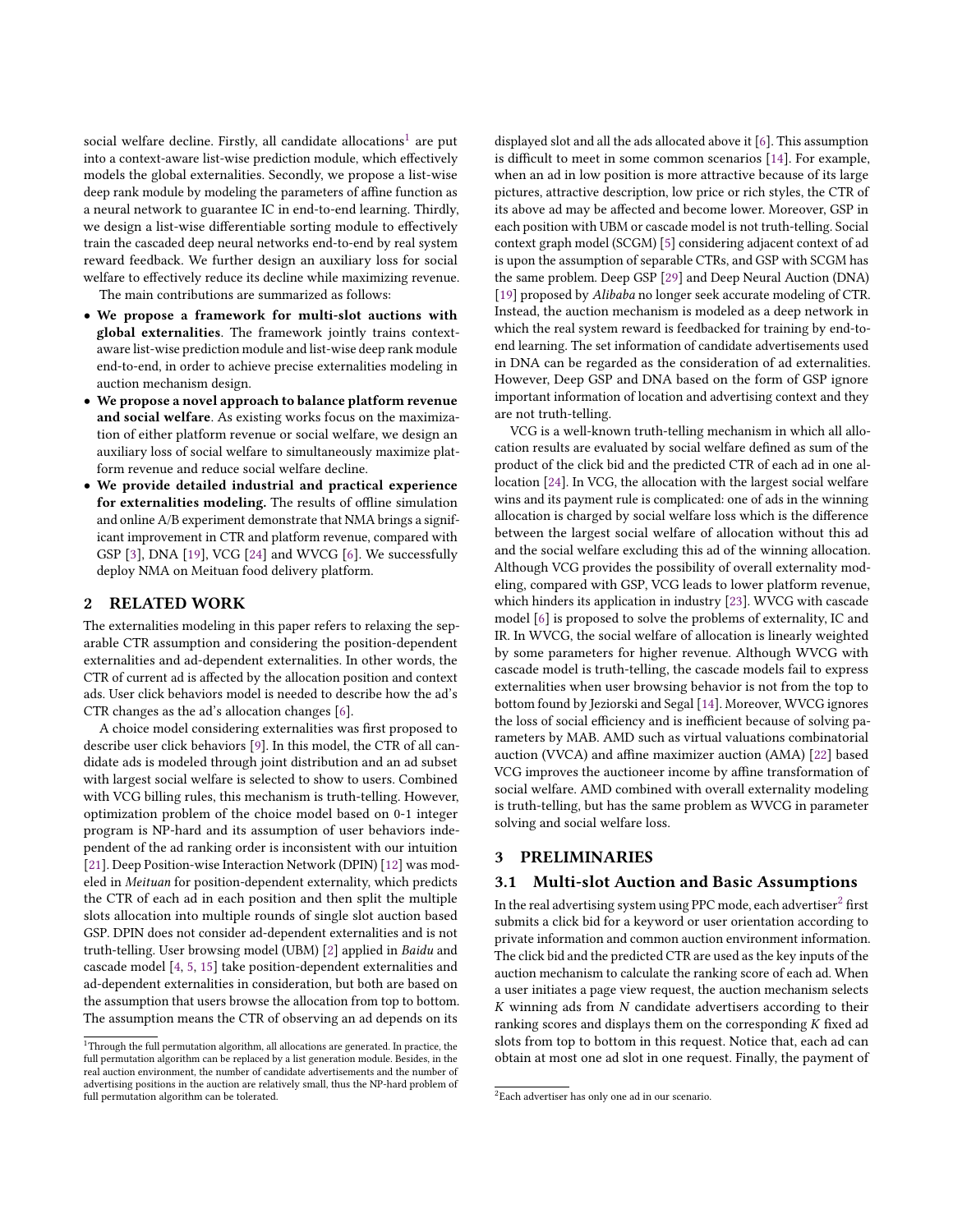social welfare decline. Firstly, all candidate allocations[1] are put into a context-aware list-wise prediction module, which effectively models the global externalities. Secondly, we propose a list-wise deep rank module by modeling the parameters of affine function as a neural network to guarantee IC in end-to-end learning. Thirdly, we design a list-wise differentiable sorting module to effectively train the cascaded deep neural networks end-to-end by real system reward feedback. We further design an auxiliary loss for social welfare to effectively reduce its decline while maximizing revenue.

The main contributions are summarized as follows:

- **We propose a framework for multi-slot auctions with global externalities**. The framework jointly trains context-aware list-wise prediction module and list-wise deep rank module end-to-end, in order to achieve precise externalities modeling in auction mechanism design.
- **We propose a novel approach to balance platform revenue and social welfare**. As existing works focus on the maximization of either platform revenue or social welfare, we design an auxiliary loss of social welfare to simultaneously maximize platform revenue and reduce social welfare decline.
- **We provide detailed industrial and practical experience for externalities modeling.** The results of offline simulation and online A/B experiment demonstrate that NMA brings a significant improvement in CTR and platform revenue, compared with GSP [3], DNA [19], VCG [24] and WVCG [6]. We successfully deploy NMA on Meituan food delivery platform.

## 2 RELATED WORK

The externalities modeling in this paper refers to relaxing the separable CTR assumption and considering the position-dependent externalities and ad-dependent externalities. In other words, the CTR of current ad is affected by the allocation position and context ads. User click behaviors model is needed to describe how the ad's CTR changes as the ad's allocation changes [6].

A choice model considering externalities was first proposed to describe user click behaviors [9]. In this model, the CTR of all candidate ads is modeled through joint distribution and an ad subset with largest social welfare is selected to show to users. Combined with VCG billing rules, this mechanism is truth-telling. However, optimization problem of the choice model based on 0-1 integer program is NP-hard and its assumption of user behaviors independent of the ad ranking order is inconsistent with our intuition [21]. Deep Position-wise Interaction Network (DPIN) [12] was modeled in *Meituan* for position-dependent externality, which predicts the CTR of each ad in each position and then split the multiple slots allocation into multiple rounds of single slot auction based GSP. DPIN does not consider ad-dependent externalities and is not truth-telling. User browsing model (UBM) [2] applied in *Baidu* and cascade model [4, 5, 15] take position-dependent externalities and ad-dependent externalities in consideration, but both are based on the assumption that users browse the allocation from top to bottom. The assumption means the CTR of observing an ad depends on its displayed slot and all the ads allocated above it [6]. This assumption is difficult to meet in some common scenarios [14]. For example, when an ad in low position is more attractive because of its large pictures, attractive description, low price or rich styles, the CTR of its above ad may be affected and become lower. Moreover, GSP in each position with UBM or cascade model is not truth-telling. Social context graph model (SCGM) [5] considering adjacent context of ad is upon the assumption of separable CTRs, and GSP with SCGM has the same problem. Deep GSP [29] and Deep Neural Auction (DNA) [19] proposed by *Alibaba* no longer seek accurate modeling of CTR. Instead, the auction mechanism is modeled as a deep network in which the real system reward is feedbacked for training by end-to-end learning. The set information of candidate advertisements used in DNA can be regarded as the consideration of ad externalities. However, Deep GSP and DNA based on the form of GSP ignore important information of location and advertising context and they are not truth-telling.

VCG is a well-known truth-telling mechanism in which all allocation results are evaluated by social welfare defined as sum of the product of the click bid and the predicted CTR of each ad in one allocation [24]. In VCG, the allocation with the largest social welfare wins and its payment rule is complicated: one of ads in the winning allocation is charged by social welfare loss which is the difference between the largest social welfare of allocation without this ad and the social welfare excluding this ad of the winning allocation. Although VCG provides the possibility of overall externality modeling, compared with GSP, VCG leads to lower platform revenue, which hinders its application in industry [23]. WVCG with cascade model [6] is proposed to solve the problems of externality, IC and IR. In WVCG, the social welfare of allocation is linearly weighted by some parameters for higher revenue. Although WVCG with cascade model is truth-telling, the cascade models fail to express externalities when user browsing behavior is not from the top to bottom found by Jeziorski and Segal [14]. Moreover, WVCG ignores the loss of social efficiency and is inefficient because of solving parameters by MAB. AMD such as virtual valuations combinatorial auction (VVCA) and affine maximizer auction (AMA) [22] based VCG improves the auctioneer income by affine transformation of social welfare. AMD combined with overall externality modeling is truth-telling, but has the same problem as WVCG in parameter solving and social welfare loss.

## 3 PRELIMINARIES

### 3.1 Multi-slot Auction and Basic Assumptions

In the real advertising system using PPC mode, each advertiser[2] first submits a click bid for a keyword or user orientation according to private information and common auction environment information. The click bid and the predicted CTR are used as the key inputs of the auction mechanism to calculate the ranking score of each ad. When a user initiates a page view request, the auction mechanism selects $K$ winning ads from $N$ candidate advertisers according to their ranking scores and displays them on the corresponding $K$ fixed ad slots from top to bottom in this request. Notice that, each ad can obtain at most one ad slot in one request. Finally, the payment of

[1] Through the full permutation algorithm, all allocations are generated. In practice, the full permutation algorithm can be replaced by a list generation module. Besides, in the real auction environment, the number of candidate advertisements and the number of advertising positions in the auction are relatively small, thus the NP-hard problem of full permutation algorithm can be tolerated.

[2] Each advertiser has only one ad in our scenario.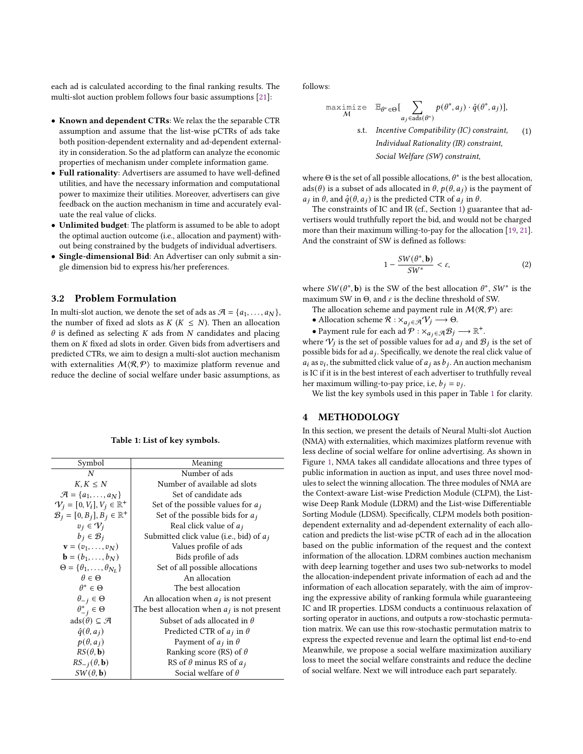each ad is calculated according to the final ranking results. The multi-slot auction problem follows four basic assumptions [21]:

- **Known and dependent CTRs**: We relax the the separable CTR assumption and assume that the list-wise pCTRs of ads take both position-dependent externality and ad-dependent externality in consideration. So the ad platform can analyze the economic properties of mechanism under complete information game.
- **Full rationality**: Advertisers are assumed to have well-defined utilities, and have the necessary information and computational power to maximize their utilities. Moreover, advertisers can give feedback on the auction mechanism in time and accurately evaluate the real value of clicks.
- **Unlimited budget**: The platform is assumed to be able to adopt the optimal auction outcome (i.e., allocation and payment) without being constrained by the budgets of individual advertisers.
- **Single-dimensional Bid**: An Advertiser can only submit a single dimension bid to express his/her preferences.

### 3.2 Problem Formulation

In multi-slot auction, we denote the set of ads as $\mathcal{A} = \{a_1, \ldots, a_N\}$, the number of fixed ad slots as $K$ ($K \leq N$). Then an allocation $\theta$ is defined as selecting $K$ ads from $N$ candidates and placing them on $K$ fixed ad slots in order. Given bids from advertisers and predicted CTRs, we aim to design a multi-slot auction mechanism with externalities $\mathcal{M}\langle\mathcal{R}, \mathcal{P}\rangle$ to maximize platform revenue and reduce the decline of social welfare under basic assumptions, as follows:

$$
\begin{aligned}
\underset{\mathcal{M}}{\texttt{maximize}} \quad & \mathbb{E}_{\theta^* \in \Theta}\Big[\sum_{a_j \in \text{ads}(\theta^*)} p(\theta^*, a_j) \cdot \hat{q}(\theta^*, a_j)\Big], \\
\text{s.t.} \quad & \textit{Incentive Compatibility (IC) constraint,} \\
& \textit{Individual Rationality (IR) constraint,} \\
& \textit{Social Welfare (SW) constraint,}
\end{aligned}
\tag{1}
$$

where $\Theta$ is the set of all possible allocations, $\theta^*$ is the best allocation, $\text{ads}(\theta)$ is a subset of ads allocated in $\theta$, $p(\theta, a_j)$ is the payment of $a_j$ in $\theta$, and $\hat{q}(\theta, a_j)$ is the predicted CTR of $a_j$ in $\theta$.

The constraints of IC and IR (cf., Section 1) guarantee that advertisers would truthfully report the bid, and would not be charged more than their maximum willing-to-pay for the allocation [19, 21]. And the constraint of SW is defined as follows:

$$
1 - \frac{SW(\theta^*, \mathbf{b})}{SW^*} < \varepsilon, \tag{2}
$$

where $SW(\theta^*, \mathbf{b})$ is the SW of the best allocation $\theta^*$, $SW^*$ is the maximum SW in $\Theta$, and $\varepsilon$ is the decline threshold of SW.

The allocation scheme and payment rule in $\mathcal{M}\langle\mathcal{R}, \mathcal{P}\rangle$ are:

- Allocation scheme $\mathcal{R} : \times_{a_j \in \mathcal{A}} \mathcal{V}_j \longrightarrow \Theta$.
- Payment rule for each ad $\mathcal{P} : \times_{a_j \in \mathcal{A}} \mathcal{B}_j \longrightarrow \mathbb{R}^+$.

where $\mathcal{V}_j$ is the set of possible values for ad $a_j$ and $\mathcal{B}_j$ is the set of possible bids for ad $a_j$. Specifically, we denote the real click value of $a_i$ as $v_i$, the submitted click value of $a_j$ as $b_j$. An auction mechanism is IC if it is in the best interest of each advertiser to truthfully reveal her maximum willing-to-pay price, i.e, $b_j = v_j$.

We list the key symbols used in this paper in Table 1 for clarity.

**Table 1: List of key symbols.**

| Symbol | Meaning |
|---|---|
| $N$ | Number of ads |
| $K, K \leq N$ | Number of available ad slots |
| $\mathcal{A} = \{a_1, \ldots, a_N\}$ | Set of candidate ads |
| $\mathcal{V}_j = [0, V_i], V_j \in \mathbb{R}^+$ | Set of the possible values for $a_j$ |
| $\mathcal{B}_j = [0, B_j], B_j \in \mathbb{R}^+$ | Set of the possible bids for $a_j$ |
| $v_j \in \mathcal{V}_j$ | Real click value of $a_j$ |
| $b_j \in \mathcal{B}_j$ | Submitted click value (i.e., bid) of $a_j$ |
| $\mathbf{v} = (v_1, \ldots, v_N)$ | Values profile of ads |
| $\mathbf{b} = (b_1, \ldots, b_N)$ | Bids profile of ads |
| $\Theta = \{\theta_1, \ldots, \theta_{N_L}\}$ | Set of all possible allocations |
| $\theta \in \Theta$ | An allocation |
| $\theta^* \in \Theta$ | The best allocation |
| $\theta_{-j} \in \Theta$ | An allocation when $a_j$ is not present |
| $\theta^*_{-j} \in \Theta$ | The best allocation when $a_j$ is not present |
| $\text{ads}(\theta) \subseteq \mathcal{A}$ | Subset of ads allocated in $\theta$ |
| $\hat{q}(\theta, a_j)$ | Predicted CTR of $a_j$ in $\theta$ |
| $p(\theta, a_j)$ | Payment of $a_j$ in $\theta$ |
| $RS(\theta, \mathbf{b})$ | Ranking score (RS) of $\theta$ |
| $RS_{-j}(\theta, \mathbf{b})$ | RS of $\theta$ minus RS of $a_j$ |
| $SW(\theta, \mathbf{b})$ | Social welfare of $\theta$ |

## 4 METHODOLOGY

In this section, we present the details of Neural Multi-slot Auction (NMA) with externalities, which maximizes platform revenue with less decline of social welfare for online advertising. As shown in Figure 1, NMA takes all candidate allocations and three types of public information in auction as input, and uses three novel modules to select the winning allocation. The three modules of NMA are the Context-aware List-wise Prediction Module (CLPM), the List-wise Deep Rank Module (LDRM) and the List-wise Differentiable Sorting Module (LDSM). Specifically, CLPM models both position-dependent externality and ad-dependent externality of each allocation and predicts the list-wise pCTR of each ad in the allocation based on the public information of the request and the context information of the allocation. LDRM combines auction mechanism with deep learning together and uses two sub-networks to model the allocation-independent private information of each ad and the information of each allocation separately, with the aim of improving the expressive ability of ranking formula while guaranteeing IC and IR properties. LDSM conducts a continuous relaxation of sorting operator in auctions, and outputs a row-stochastic permutation matrix. We can use this row-stochastic permutation matrix to express the expected revenue and learn the optimal list end-to-end Meanwhile, we propose a social welfare maximization auxiliary loss to meet the social welfare constraints and reduce the decline of social welfare. Next we will introduce each part separately.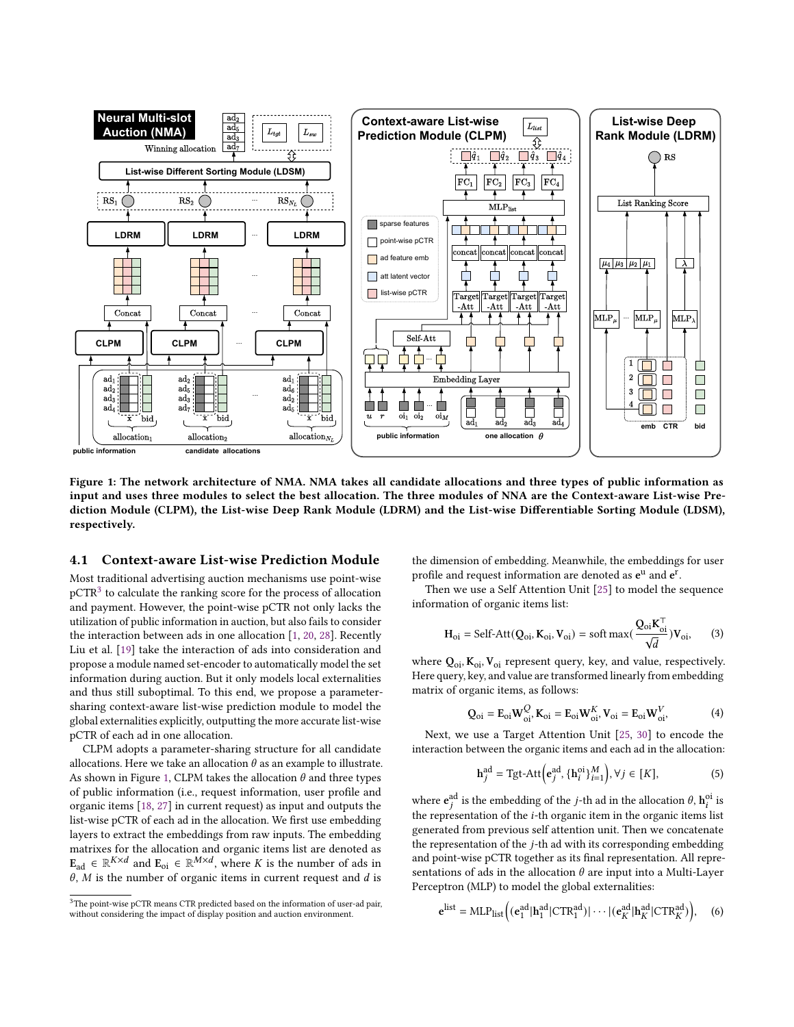Figure 1: The network architecture of NMA. NMA takes all candidate allocations and three types of public information as input and uses three modules to select the best allocation. The three modules of NNA are the Context-aware List-wise Prediction Module (CLPM), the List-wise Deep Rank Module (LDRM) and the List-wise Differentiable Sorting Module (LDSM), respectively.

### 4.1 Context-aware List-wise Prediction Module

Most traditional advertising auction mechanisms use point-wise pCTR[3] to calculate the ranking score for the process of allocation and payment. However, the point-wise pCTR not only lacks the utilization of public information in auction, but also fails to consider the interaction between ads in one allocation [1, 20, 28]. Recently Liu et al. [19] take the interaction of ads into consideration and propose a module named set-encoder to automatically model the set information during auction. But it only models local externalities and thus still suboptimal. To this end, we propose a parameter-sharing context-aware list-wise prediction module to model the global externalities explicitly, outputting the more accurate list-wise pCTR of each ad in one allocation.

CLPM adopts a parameter-sharing structure for all candidate allocations. Here we take an allocation $\theta$ as an example to illustrate. As shown in Figure 1, CLPM takes the allocation $\theta$ and three types of public information (i.e., request information, user profile and organic items [18, 27] in current request) as input and outputs the list-wise pCTR of each ad in the allocation. We first use embedding layers to extract the embeddings from raw inputs. The embedding matrixes for the allocation and organic items list are denoted as $\mathbf{E}_{\text{ad}} \in \mathbb{R}^{K \times d}$ and $\mathbf{E}_{\text{oi}} \in \mathbb{R}^{M \times d}$, where $K$ is the number of ads in $\theta$, $M$ is the number of organic items in current request and $d$ is the dimension of embedding. Meanwhile, the embeddings for user profile and request information are denoted as $\mathbf{e}^{\text{u}}$ and $\mathbf{e}^{\text{r}}$.

Then we use a Self Attention Unit [25] to model the sequence information of organic items list:

$$\mathbf{H}_{\text{oi}} = \text{Self-Att}(\mathbf{Q}_{\text{oi}}, \mathbf{K}_{\text{oi}}, \mathbf{V}_{\text{oi}}) = \text{soft}\max\left(\frac{\mathbf{Q}_{\text{oi}}\mathbf{K}_{\text{oi}}^{\top}}{\sqrt{d}}\right)\mathbf{V}_{\text{oi}}, \quad (3)$$

where $\mathbf{Q}_{\text{oi}}, \mathbf{K}_{\text{oi}}, \mathbf{V}_{\text{oi}}$ represent query, key, and value, respectively. Here query, key, and value are transformed linearly from embedding matrix of organic items, as follows:

$$\mathbf{Q}_{\text{oi}} = \mathbf{E}_{\text{oi}}\mathbf{W}_{\text{oi}}^{Q}, \mathbf{K}_{\text{oi}} = \mathbf{E}_{\text{oi}}\mathbf{W}_{\text{oi}}^{K}, \mathbf{V}_{\text{oi}} = \mathbf{E}_{\text{oi}}\mathbf{W}_{\text{oi}}^{V}, \quad (4)$$

Next, we use a Target Attention Unit [25, 30] to encode the interaction between the organic items and each ad in the allocation:

$$\mathbf{h}_j^{\text{ad}} = \text{Tgt-Att}\left(\mathbf{e}_j^{\text{ad}}, \{\mathbf{h}_i^{\text{oi}}\}_{i=1}^{M}\right), \forall j \in [K], \quad (5)$$

where $\mathbf{e}_j^{\text{ad}}$ is the embedding of the $j$-th ad in the allocation $\theta$, $\mathbf{h}_i^{\text{oi}}$ is the representation of the $i$-th organic item in the organic items list generated from previous self attention unit. Then we concatenate the representation of the $j$-th ad with its corresponding embedding and point-wise pCTR together as its final representation. All representations of ads in the allocation $\theta$ are input into a Multi-Layer Perceptron (MLP) to model the global externalities:

$$\mathbf{e}^{\text{list}} = \text{MLP}_{\text{list}}\left((\mathbf{e}_1^{\text{ad}}|\mathbf{h}_1^{\text{ad}}|\text{CTR}_1^{\text{ad}})|\cdots|(\mathbf{e}_K^{\text{ad}}|\mathbf{h}_K^{\text{ad}}|\text{CTR}_K^{\text{ad}})\right), \quad (6)$$

[3] The point-wise pCTR means CTR predicted based on the information of user-ad pair, without considering the impact of display position and auction environment.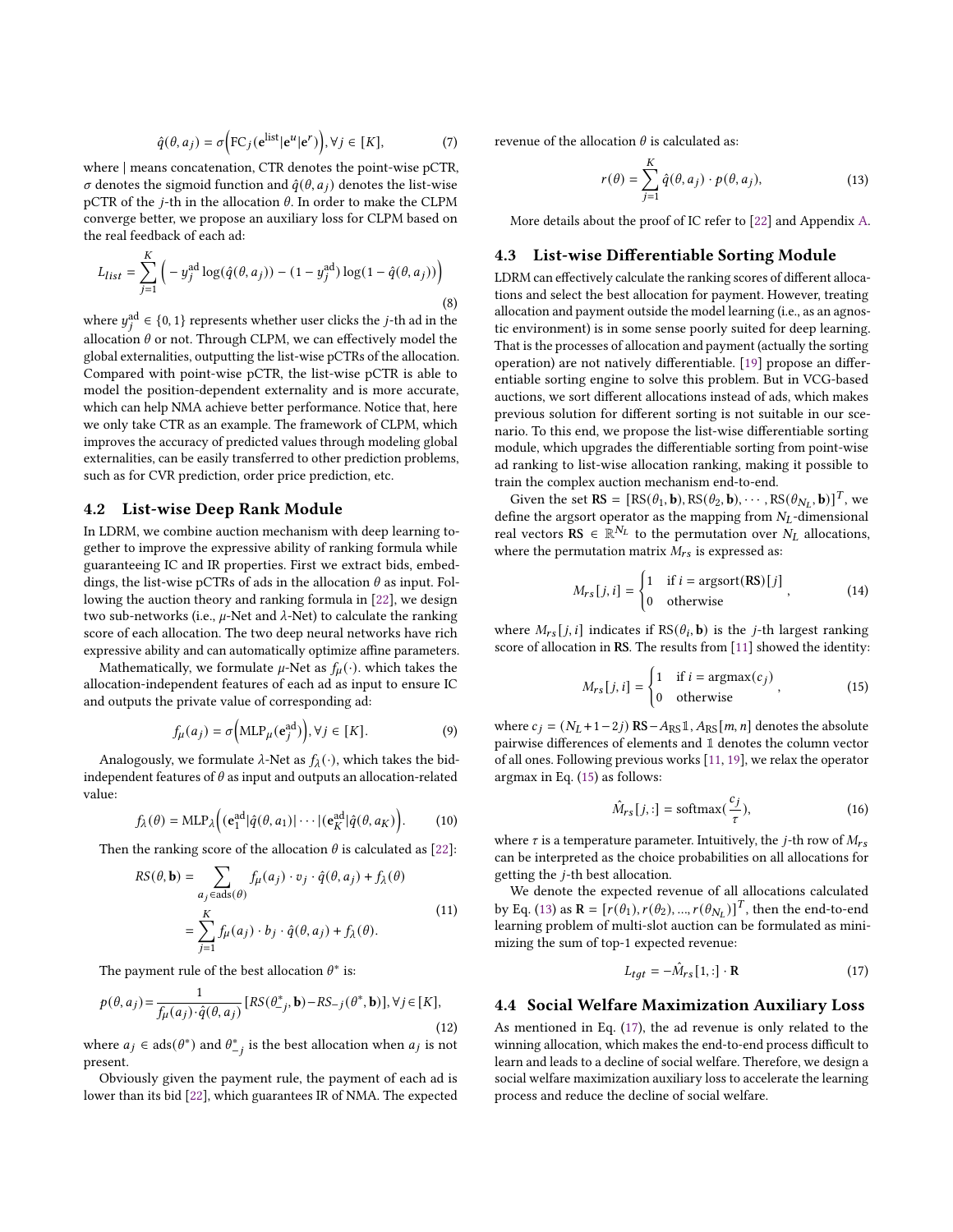$$\hat{q}(\theta, a_j) = \sigma\Big(\text{FC}_j(\mathbf{e}^{\text{list}}|\mathbf{e}^u|\mathbf{e}^r)\Big), \forall j \in [K], \tag{7}$$

where | means concatenation, CTR denotes the point-wise pCTR, $\sigma$ denotes the sigmoid function and $\hat{q}(\theta, a_j)$ denotes the list-wise pCTR of the $j$-th in the allocation $\theta$. In order to make the CLPM converge better, we propose an auxiliary loss for CLPM based on the real feedback of each ad:

$$L_{list} = \sum_{j=1}^{K} \Big( -y_j^{\text{ad}} \log(\hat{q}(\theta, a_j)) - (1 - y_j^{\text{ad}}) \log(1 - \hat{q}(\theta, a_j)) \Big) \tag{8}$$

where $y_j^{\text{ad}} \in \{0, 1\}$ represents whether user clicks the $j$-th ad in the allocation $\theta$ or not. Through CLPM, we can effectively model the global externalities, outputting the list-wise pCTRs of the allocation. Compared with point-wise pCTR, the list-wise pCTR is able to model the position-dependent externality and is more accurate, which can help NMA achieve better performance. Notice that, here we only take CTR as an example. The framework of CLPM, which improves the accuracy of predicted values through modeling global externalities, can be easily transferred to other prediction problems, such as for CVR prediction, order price prediction, etc.

## 4.2 List-wise Deep Rank Module

In LDRM, we combine auction mechanism with deep learning together to improve the expressive ability of ranking formula while guaranteeing IC and IR properties. First we extract bids, embeddings, the list-wise pCTRs of ads in the allocation $\theta$ as input. Following the auction theory and ranking formula in [22], we design two sub-networks (i.e., $\mu$-Net and $\lambda$-Net) to calculate the ranking score of each allocation. The two deep neural networks have rich expressive ability and can automatically optimize affine parameters.

Mathematically, we formulate $\mu$-Net as $f_\mu(\cdot)$. which takes the allocation-independent features of each ad as input to ensure IC and outputs the private value of corresponding ad:

$$f_\mu(a_j) = \sigma\Big(\text{MLP}_\mu(\mathbf{e}_j^{\text{ad}})\Big), \forall j \in [K]. \tag{9}$$

Analogously, we formulate $\lambda$-Net as $f_\lambda(\cdot)$, which takes the bid-independent features of $\theta$ as input and outputs an allocation-related value:

$$f_\lambda(\theta) = \text{MLP}_\lambda\Big((\mathbf{e}_1^{\text{ad}}|\hat{q}(\theta, a_1)|\cdots|(\mathbf{e}_K^{\text{ad}}|\hat{q}(\theta, a_K)\Big). \tag{10}$$

Then the ranking score of the allocation $\theta$ is calculated as [22]:

$$\begin{aligned} RS(\theta, \mathbf{b}) &= \sum_{a_j \in \text{ads}(\theta)} f_\mu(a_j) \cdot v_j \cdot \hat{q}(\theta, a_j) + f_\lambda(\theta) \\ &= \sum_{j=1}^{K} f_\mu(a_j) \cdot b_j \cdot \hat{q}(\theta, a_j) + f_\lambda(\theta). \end{aligned} \tag{11}$$

The payment rule of the best allocation $\theta^*$ is:

$$p(\theta, a_j) = \frac{1}{f_\mu(a_j) \cdot \hat{q}(\theta, a_j)} [RS(\theta_{-j}^*, \mathbf{b}) - RS_{-j}(\theta^*, \mathbf{b})], \forall j \in [K], \tag{12}$$

where $a_j \in \text{ads}(\theta^*)$ and $\theta_{-j}^*$ is the best allocation when $a_j$ is not present.

Obviously given the payment rule, the payment of each ad is lower than its bid [22], which guarantees IR of NMA. The expected revenue of the allocation $\theta$ is calculated as:

$$r(\theta) = \sum_{j=1}^{K} \hat{q}(\theta, a_j) \cdot p(\theta, a_j), \tag{13}$$

More details about the proof of IC refer to [22] and Appendix A.

## 4.3 List-wise Differentiable Sorting Module

LDRM can effectively calculate the ranking scores of different allocations and select the best allocation for payment. However, treating allocation and payment outside the model learning (i.e., as an agnostic environment) is in some sense poorly suited for deep learning. That is the processes of allocation and payment (actually the sorting operation) are not natively differentiable. [19] propose an differentiable sorting engine to solve this problem. But in VCG-based auctions, we sort different allocations instead of ads, which makes previous solution for different sorting is not suitable in our scenario. To this end, we propose the list-wise differentiable sorting module, which upgrades the differentiable sorting from point-wise ad ranking to list-wise allocation ranking, making it possible to train the complex auction mechanism end-to-end.

Given the set $\mathbf{RS} = [\text{RS}(\theta_1, \mathbf{b}), \text{RS}(\theta_2, \mathbf{b}), \cdots, \text{RS}(\theta_{N_L}, \mathbf{b})]^T$, we define the argsort operator as the mapping from $N_L$-dimensional real vectors $\mathbf{RS} \in \mathbb{R}^{N_L}$ to the permutation over $N_L$ allocations, where the permutation matrix $M_{rs}$ is expressed as:

$$M_{rs}[j, i] = \begin{cases} 1 & \text{if } i = \text{argsort}(\mathbf{RS})[j] \\ 0 & \text{otherwise} \end{cases}, \tag{14}$$

where $M_{rs}[j, i]$ indicates if $\text{RS}(\theta_i, \mathbf{b})$ is the $j$-th largest ranking score of allocation in $\mathbf{RS}$. The results from [11] showed the identity:

$$M_{rs}[j, i] = \begin{cases} 1 & \text{if } i = \text{argmax}(c_j) \\ 0 & \text{otherwise} \end{cases}, \tag{15}$$

where $c_j = (N_L + 1 - 2j)\, \mathbf{RS} - A_{\text{RS}} \mathbb{1}$, $A_{\text{RS}}[m, n]$ denotes the absolute pairwise differences of elements and $\mathbb{1}$ denotes the column vector of all ones. Following previous works [11, 19], we relax the operator argmax in Eq. (15) as follows:

$$\hat{M}_{rs}[j, :] = \text{softmax}(\frac{c_j}{\tau}), \tag{16}$$

where $\tau$ is a temperature parameter. Intuitively, the $j$-th row of $M_{rs}$ can be interpreted as the choice probabilities on all allocations for getting the $j$-th best allocation.

We denote the expected revenue of all allocations calculated by Eq. (13) as $\mathbf{R} = [r(\theta_1), r(\theta_2), ..., r(\theta_{N_L})]^T$, then the end-to-end learning problem of multi-slot auction can be formulated as minimizing the sum of top-1 expected revenue:

$$L_{tgt} = -\hat{M}_{rs}[1, :] \cdot \mathbf{R} \tag{17}$$

## 4.4 Social Welfare Maximization Auxiliary Loss

As mentioned in Eq. (17), the ad revenue is only related to the winning allocation, which makes the end-to-end process difficult to learn and leads to a decline of social welfare. Therefore, we design a social welfare maximization auxiliary loss to accelerate the learning process and reduce the decline of social welfare.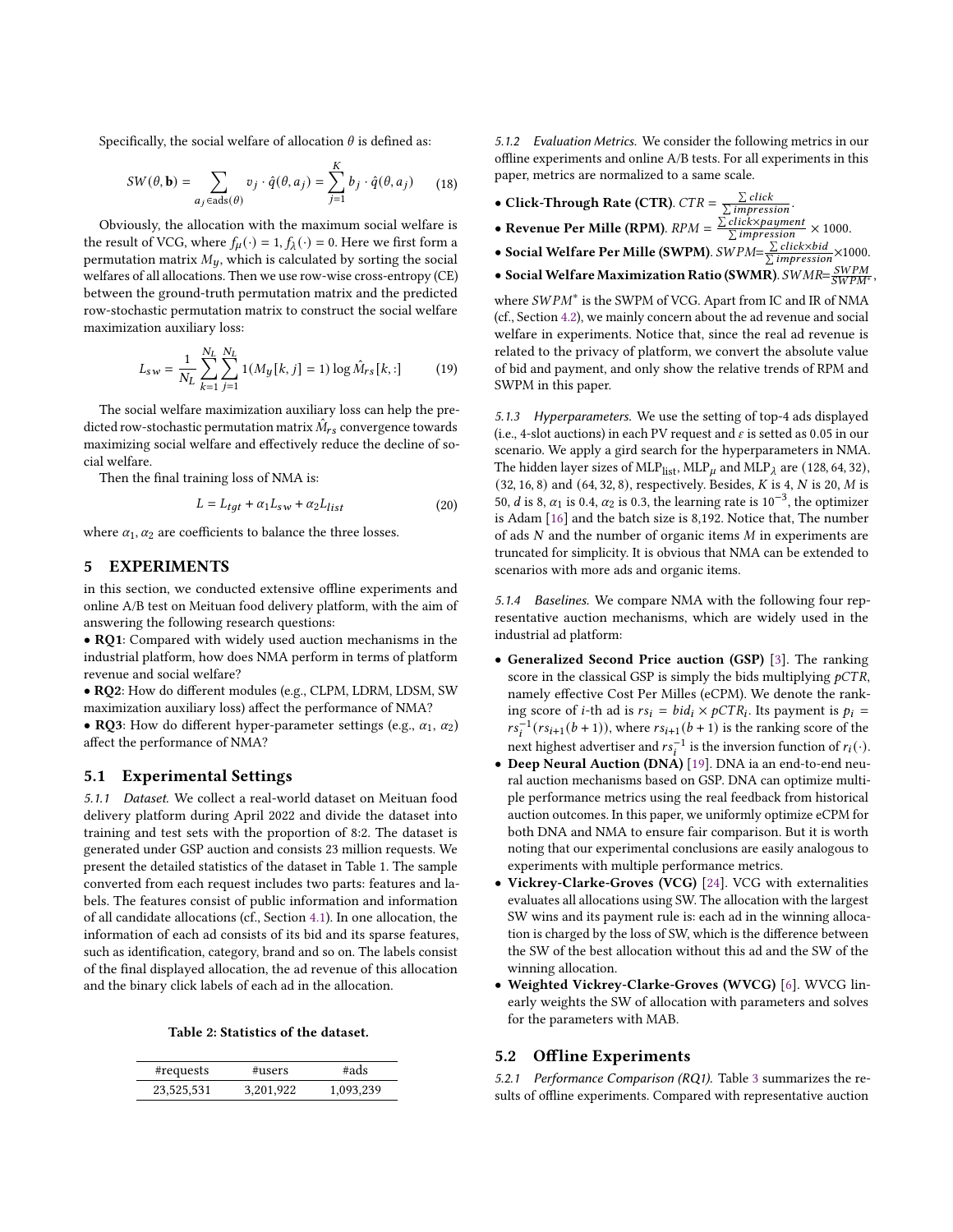Specifically, the social welfare of allocation $\theta$ is defined as:

$$SW(\theta, \mathbf{b}) = \sum_{a_j \in \text{ads}(\theta)} v_j \cdot \hat{q}(\theta, a_j) = \sum_{j=1}^{K} b_j \cdot \hat{q}(\theta, a_j) \tag{18}$$

Obviously, the allocation with the maximum social welfare is the result of VCG, where $f_\mu(\cdot) = 1, f_\lambda(\cdot) = 0$. Here we first form a permutation matrix $M_y$, which is calculated by sorting the social welfares of all allocations. Then we use row-wise cross-entropy (CE) between the ground-truth permutation matrix and the predicted row-stochastic permutation matrix to construct the social welfare maximization auxiliary loss:

$$L_{sw} = \frac{1}{N_L} \sum_{k=1}^{N_L} \sum_{j=1}^{N_L} 1(M_y[k, j] = 1) \log \hat{M_{rs}}[k, :] \tag{19}$$

The social welfare maximization auxiliary loss can help the predicted row-stochastic permutation matrix $\hat{M_{rs}}$ convergence towards maximizing social welfare and effectively reduce the decline of social welfare.

Then the final training loss of NMA is:

$$L = L_{tgt} + \alpha_1 L_{sw} + \alpha_2 L_{list} \tag{20}$$

where $\alpha_1, \alpha_2$ are coefficients to balance the three losses.

# 5 EXPERIMENTS

in this section, we conducted extensive offline experiments and online A/B test on Meituan food delivery platform, with the aim of answering the following research questions:

- **RQ1**: Compared with widely used auction mechanisms in the industrial platform, how does NMA perform in terms of platform revenue and social welfare?
- **RQ2**: How do different modules (e.g., CLPM, LDRM, LDSM, SW maximization auxiliary loss) affect the performance of NMA?
- **RQ3**: How do different hyper-parameter settings (e.g., $\alpha_1$, $\alpha_2$) affect the performance of NMA?

## 5.1 Experimental Settings

*5.1.1 Dataset.* We collect a real-world dataset on Meituan food delivery platform during April 2022 and divide the dataset into training and test sets with the proportion of 8:2. The dataset is generated under GSP auction and consists 23 million requests. We present the detailed statistics of the dataset in Table 1. The sample converted from each request includes two parts: features and labels. The features consist of public information and information of all candidate allocations (cf., Section 4.1). In one allocation, the information of each ad consists of its bid and its sparse features, such as identification, category, brand and so on. The labels consist of the final displayed allocation, the ad revenue of this allocation and the binary click labels of each ad in the allocation.

**Table 2: Statistics of the dataset.**

| #requests | #users | #ads |
|---|---|---|
| 23,525,531 | 3,201,922 | 1,093,239 |

*5.1.2 Evaluation Metrics.* We consider the following metrics in our offline experiments and online A/B tests. For all experiments in this paper, metrics are normalized to a same scale.

- **Click-Through Rate (CTR)**. $CTR = \frac{\sum click}{\sum impression}$.
- **Revenue Per Mille (RPM)**. $RPM = \frac{\sum click \times payment}{\sum impression} \times 1000$.
- **Social Welfare Per Mille (SWPM)**. $SWPM = \frac{\sum click \times bid}{\sum impression} \times 1000$.
- **Social Welfare Maximization Ratio (SWMR)**. $SWMR = \frac{SWPM}{SWPM^*}$,

where $SWPM^*$ is the SWPM of VCG. Apart from IC and IR of NMA (cf., Section 4.2), we mainly concern about the ad revenue and social welfare in experiments. Notice that, since the real ad revenue is related to the privacy of platform, we convert the absolute value of bid and payment, and only show the relative trends of RPM and SWPM in this paper.

*5.1.3 Hyperparameters.* We use the setting of top-4 ads displayed (i.e., 4-slot auctions) in each PV request and $\varepsilon$ is setted as 0.05 in our scenario. We apply a gird search for the hyperparameters in NMA. The hidden layer sizes of $\text{MLP}_{\text{list}}$, $\text{MLP}_\mu$ and $\text{MLP}_\lambda$ are (128, 64, 32), (32, 16, 8) and (64, 32, 8), respectively. Besides, $K$ is 4, $N$ is 20, $M$ is 50, $d$ is 8, $\alpha_1$ is 0.4, $\alpha_2$ is 0.3, the learning rate is $10^{-3}$, the optimizer is Adam [16] and the batch size is 8,192. Notice that, The number of ads $N$ and the number of organic items $M$ in experiments are truncated for simplicity. It is obvious that NMA can be extended to scenarios with more ads and organic items.

*5.1.4 Baselines.* We compare NMA with the following four representative auction mechanisms, which are widely used in the industrial ad platform:

- **Generalized Second Price auction (GSP)** [3]. The ranking score in the classical GSP is simply the bids multiplying $pCTR$, namely effective Cost Per Milles (eCPM). We denote the ranking score of $i$-th ad is $rs_i = bid_i \times pCTR_i$. Its payment is $p_i = rs_i^{-1}(rs_{i+1}(b+1))$, where $rs_{i+1}(b+1)$ is the ranking score of the next highest advertiser and $rs_i^{-1}$ is the inversion function of $r_i(\cdot)$.
- **Deep Neural Auction (DNA)** [19]. DNA ia an end-to-end neural auction mechanisms based on GSP. DNA can optimize multiple performance metrics using the real feedback from historical auction outcomes. In this paper, we uniformly optimize eCPM for both DNA and NMA to ensure fair comparison. But it is worth noting that our experimental conclusions are easily analogous to experiments with multiple performance metrics.
- **Vickrey-Clarke-Groves (VCG)** [24]. VCG with externalities evaluates all allocations using SW. The allocation with the largest SW wins and its payment rule is: each ad in the winning allocation is charged by the loss of SW, which is the difference between the SW of the best allocation without this ad and the SW of the winning allocation.
- **Weighted Vickrey-Clarke-Groves (WVCG)** [6]. WVCG linearly weights the SW of allocation with parameters and solves for the parameters with MAB.

## 5.2 Offline Experiments

*5.2.1 Performance Comparison (RQ1).* Table 3 summarizes the results of offline experiments. Compared with representative auction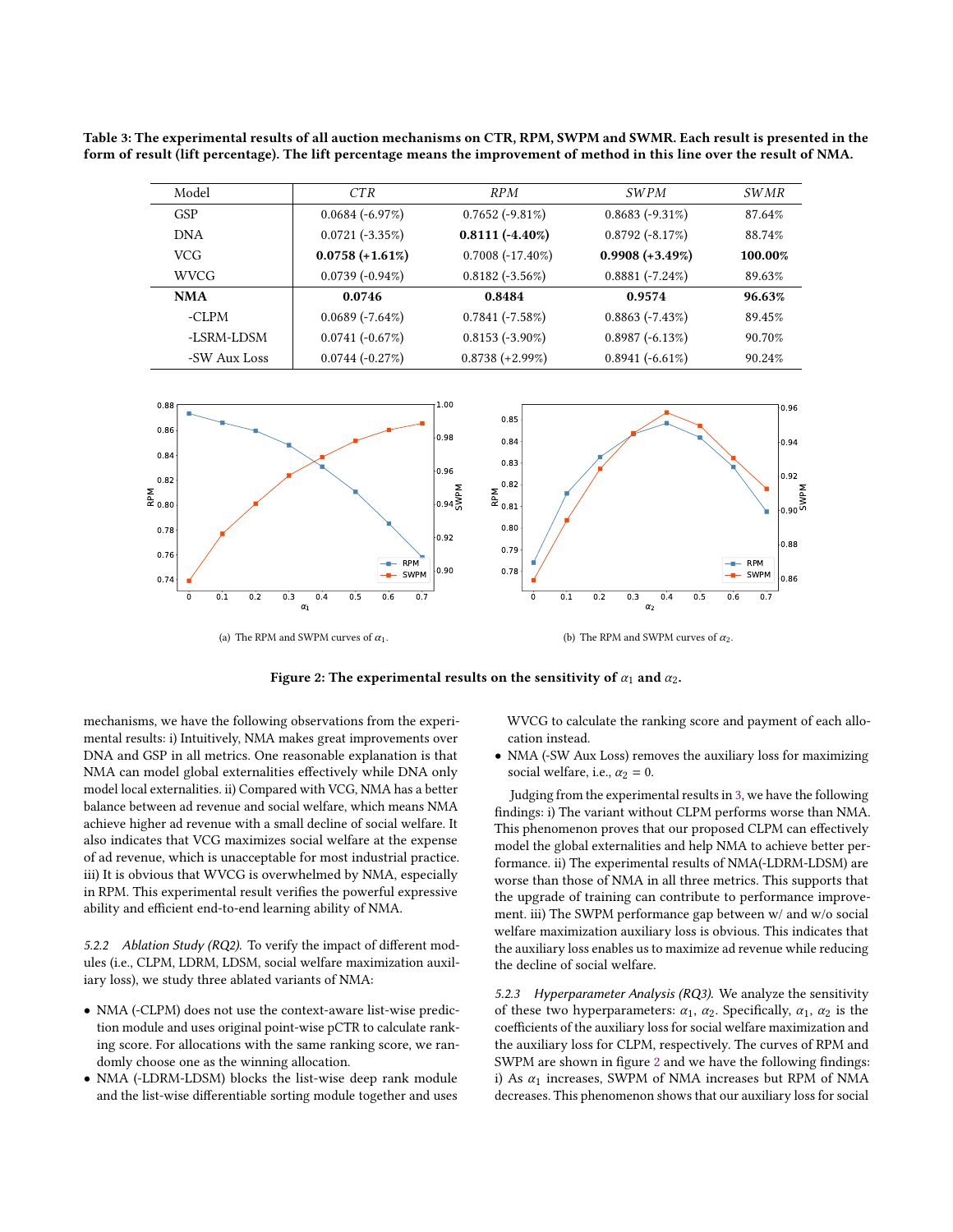Table 3: The experimental results of all auction mechanisms on CTR, RPM, SWPM and SWMR. Each result is presented in the form of result (lift percentage). The lift percentage means the improvement of method in this line over the result of NMA.

| Model | *CTR* | *RPM* | *SWPM* | *SWMR* |
|---|---|---|---|---|
| GSP | 0.0684 (-6.97%) | 0.7652 (-9.81%) | 0.8683 (-9.31%) | 87.64% |
| DNA | 0.0721 (-3.35%) | **0.8111 (-4.40%)** | 0.8792 (-8.17%) | 88.74% |
| VCG | **0.0758 (+1.61%)** | 0.7008 (-17.40%) | **0.9908 (+3.49%)** | **100.00%** |
| WVCG | 0.0739 (-0.94%) | 0.8182 (-3.56%) | 0.8881 (-7.24%) | 89.63% |
| **NMA** | **0.0746** | **0.8484** | **0.9574** | **96.63%** |
| -CLPM | 0.0689 (-7.64%) | 0.7841 (-7.58%) | 0.8863 (-7.43%) | 89.45% |
| -LSRM-LDSM | 0.0741 (-0.67%) | 0.8153 (-3.90%) | 0.8987 (-6.13%) | 90.70% |
| -SW Aux Loss | 0.0744 (-0.27%) | 0.8738 (+2.99%) | 0.8941 (-6.61%) | 90.24% |

RPM
SWPM
$\alpha_1$
0 0.1 0.2 0.3 0.4 0.5 0.6 0.7
0.74 0.76 0.78 0.80 0.82 0.84 0.86 0.88
0.90 0.92 0.94 0.96 0.98 1.00

(a) The RPM and SWPM curves of $\alpha_1$.

RPM
SWPM
$\alpha_2$
0 0.1 0.2 0.3 0.4 0.5 0.6 0.7
0.78 0.79 0.80 0.81 0.82 0.83 0.84 0.85
0.86 0.88 0.90 0.92 0.94 0.96

(b) The RPM and SWPM curves of $\alpha_2$.

**Figure 2: The experimental results on the sensitivity of $\alpha_1$ and $\alpha_2$.**

mechanisms, we have the following observations from the experimental results: i) Intuitively, NMA makes great improvements over DNA and GSP in all metrics. One reasonable explanation is that NMA can model global externalities effectively while DNA only model local externalities. ii) Compared with VCG, NMA has a better balance between ad revenue and social welfare, which means NMA achieve higher ad revenue with a small decline of social welfare. It also indicates that VCG maximizes social welfare at the expense of ad revenue, which is unacceptable for most industrial practice. iii) It is obvious that WVCG is overwhelmed by NMA, especially in RPM. This experimental result verifies the powerful expressive ability and efficient end-to-end learning ability of NMA.

#### 5.2.2 *Ablation Study (RQ2).*

To verify the impact of different modules (i.e., CLPM, LDRM, LDSM, social welfare maximization auxiliary loss), we study three ablated variants of NMA:

- NMA (-CLPM) does not use the context-aware list-wise prediction module and uses original point-wise pCTR to calculate ranking score. For allocations with the same ranking score, we randomly choose one as the winning allocation.
- NMA (-LDRM-LDSM) blocks the list-wise deep rank module and the list-wise differentiable sorting module together and uses WVCG to calculate the ranking score and payment of each allocation instead.
- NMA (-SW Aux Loss) removes the auxiliary loss for maximizing social welfare, i.e., $\alpha_2 = 0$.

Judging from the experimental results in 3, we have the following findings: i) The variant without CLPM performs worse than NMA. This phenomenon proves that our proposed CLPM can effectively model the global externalities and help NMA to achieve better performance. ii) The experimental results of NMA(-LDRM-LDSM) are worse than those of NMA in all three metrics. This supports that the upgrade of training can contribute to performance improvement. iii) The SWPM performance gap between w/ and w/o social welfare maximization auxiliary loss is obvious. This indicates that the auxiliary loss enables us to maximize ad revenue while reducing the decline of social welfare.

#### 5.2.3 *Hyperparameter Analysis (RQ3).*

We analyze the sensitivity of these two hyperparameters: $\alpha_1$, $\alpha_2$. Specifically, $\alpha_1$, $\alpha_2$ is the coefficients of the auxiliary loss for social welfare maximization and the auxiliary loss for CLPM, respectively. The curves of RPM and SWPM are shown in figure 2 and we have the following findings: i) As $\alpha_1$ increases, SWPM of NMA increases but RPM of NMA decreases. This phenomenon shows that our auxiliary loss for social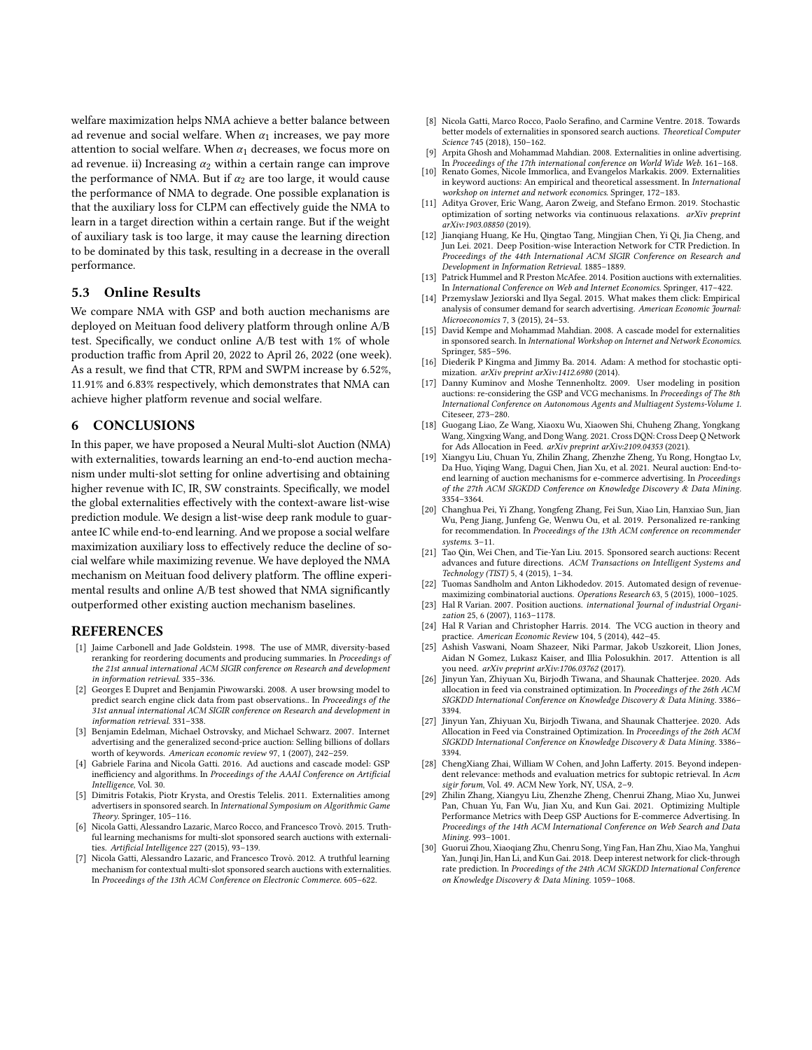welfare maximization helps NMA achieve a better balance between ad revenue and social welfare. When $\alpha_1$ increases, we pay more attention to social welfare. When $\alpha_1$ decreases, we focus more on ad revenue. ii) Increasing $\alpha_2$ within a certain range can improve the performance of NMA. But if $\alpha_2$ are too large, it would cause the performance of NMA to degrade. One possible explanation is that the auxiliary loss for CLPM can effectively guide the NMA to learn in a target direction within a certain range. But if the weight of auxiliary task is too large, it may cause the learning direction to be dominated by this task, resulting in a decrease in the overall performance.

## 5.3 Online Results

We compare NMA with GSP and both auction mechanisms are deployed on Meituan food delivery platform through online A/B test. Specifically, we conduct online A/B test with 1% of whole production traffic from April 20, 2022 to April 26, 2022 (one week). As a result, we find that CTR, RPM and SWPM increase by 6.52%, 11.91% and 6.83% respectively, which demonstrates that NMA can achieve higher platform revenue and social welfare.

# 6 CONCLUSIONS

In this paper, we have proposed a Neural Multi-slot Auction (NMA) with externalities, towards learning an end-to-end auction mechanism under multi-slot setting for online advertising and obtaining higher revenue with IC, IR, SW constraints. Specifically, we model the global externalities effectively with the context-aware list-wise prediction module. We design a list-wise deep rank module to guarantee IC while end-to-end learning. And we propose a social welfare maximization auxiliary loss to effectively reduce the decline of social welfare while maximizing revenue. We have deployed the NMA mechanism on Meituan food delivery platform. The offline experimental results and online A/B test showed that NMA significantly outperformed other existing auction mechanism baselines.

# REFERENCES

[1] Jaime Carbonell and Jade Goldstein. 1998. The use of MMR, diversity-based reranking for reordering documents and producing summaries. In *Proceedings of the 21st annual international ACM SIGIR conference on Research and development in information retrieval*. 335–336.

[2] Georges E Dupret and Benjamin Piwowarski. 2008. A user browsing model to predict search engine click data from past observations.. In *Proceedings of the 31st annual international ACM SIGIR conference on Research and development in information retrieval*. 331–338.

[3] Benjamin Edelman, Michael Ostrovsky, and Michael Schwarz. 2007. Internet advertising and the generalized second-price auction: Selling billions of dollars worth of keywords. *American economic review* 97, 1 (2007), 242–259.

[4] Gabriele Farina and Nicola Gatti. 2016. Ad auctions and cascade model: GSP inefficiency and algorithms. In *Proceedings of the AAAI Conference on Artificial Intelligence*, Vol. 30.

[5] Dimitris Fotakis, Piotr Krysta, and Orestis Telelis. 2011. Externalities among advertisers in sponsored search. In *International Symposium on Algorithmic Game Theory*. Springer, 105–116.

[6] Nicola Gatti, Alessandro Lazaric, Marco Rocco, and Francesco Trovò. 2015. Truthful learning mechanisms for multi-slot sponsored search auctions with externalities. *Artificial Intelligence* 227 (2015), 93–139.

[7] Nicola Gatti, Alessandro Lazaric, and Francesco Trovò. 2012. A truthful learning mechanism for contextual multi-slot sponsored search auctions with externalities. In *Proceedings of the 13th ACM Conference on Electronic Commerce*. 605–622.

[8] Nicola Gatti, Marco Rocco, Paolo Serafino, and Carmine Ventre. 2018. Towards better models of externalities in sponsored search auctions. *Theoretical Computer Science* 745 (2018), 150–162.

[9] Arpita Ghosh and Mohammad Mahdian. 2008. Externalities in online advertising. In *Proceedings of the 17th international conference on World Wide Web*. 161–168.

[10] Renato Gomes, Nicole Immorlica, and Evangelos Markakis. 2009. Externalities in keyword auctions: An empirical and theoretical assessment. In *International workshop on internet and network economics*. Springer, 172–183.

[11] Aditya Grover, Eric Wang, Aaron Zweig, and Stefano Ermon. 2019. Stochastic optimization of sorting networks via continuous relaxations. *arXiv preprint arXiv:1903.08850* (2019).

[12] Jianqiang Huang, Ke Hu, Qingtao Tang, Mingjian Chen, Yi Qi, Jia Cheng, and Jun Lei. 2021. Deep Position-wise Interaction Network for CTR Prediction. In *Proceedings of the 44th International ACM SIGIR Conference on Research and Development in Information Retrieval*. 1885–1889.

[13] Patrick Hummel and R Preston McAfee. 2014. Position auctions with externalities. In *International Conference on Web and Internet Economics*. Springer, 417–422.

[14] Przemyslaw Jeziorski and Ilya Segal. 2015. What makes them click: Empirical analysis of consumer demand for search advertising. *American Economic Journal: Microeconomics* 7, 3 (2015), 24–53.

[15] David Kempe and Mohammad Mahdian. 2008. A cascade model for externalities in sponsored search. In *International Workshop on Internet and Network Economics*. Springer, 585–596.

[16] Diederik P Kingma and Jimmy Ba. 2014. Adam: A method for stochastic optimization. *arXiv preprint arXiv:1412.6980* (2014).

[17] Danny Kuminov and Moshe Tennenholtz. 2009. User modeling in position auctions: re-considering the GSP and VCG mechanisms. In *Proceedings of The 8th International Conference on Autonomous Agents and Multiagent Systems-Volume 1*. Citeseer, 273–280.

[18] Guogang Liao, Ze Wang, Xiaoxu Wu, Xiaowen Shi, Chuheng Zhang, Yongkang Wang, Xingxing Wang, and Dong Wang. 2021. Cross DQN: Cross Deep Q Network for Ads Allocation in Feed. *arXiv preprint arXiv:2109.04353* (2021).

[19] Xiangyu Liu, Chuan Yu, Zhilin Zhang, Zhenzhe Zheng, Yu Rong, Hongtao Lv, Da Huo, Yiqing Wang, Dagui Chen, Jian Xu, et al. 2021. Neural auction: End-to-end learning of auction mechanisms for e-commerce advertising. In *Proceedings of the 27th ACM SIGKDD Conference on Knowledge Discovery & Data Mining*. 3354–3364.

[20] Changhua Pei, Yi Zhang, Yongfeng Zhang, Fei Sun, Xiao Lin, Hanxiao Sun, Jian Wu, Peng Jiang, Junfeng Ge, Wenwu Ou, et al. 2019. Personalized re-ranking for recommendation. In *Proceedings of the 13th ACM conference on recommender systems*. 3–11.

[21] Tao Qin, Wei Chen, and Tie-Yan Liu. 2015. Sponsored search auctions: Recent advances and future directions. *ACM Transactions on Intelligent Systems and Technology (TIST)* 5, 4 (2015), 1–34.

[22] Tuomas Sandholm and Anton Likhodedov. 2015. Automated design of revenue-maximizing combinatorial auctions. *Operations Research* 63, 5 (2015), 1000–1025.

[23] Hal R Varian. 2007. Position auctions. *international Journal of industrial Organization* 25, 6 (2007), 1163–1178.

[24] Hal R Varian and Christopher Harris. 2014. The VCG auction in theory and practice. *American Economic Review* 104, 5 (2014), 442–45.

[25] Ashish Vaswani, Noam Shazeer, Niki Parmar, Jakob Uszkoreit, Llion Jones, Aidan N Gomez, Lukasz Kaiser, and Illia Polosukhin. 2017. Attention is all you need. *arXiv preprint arXiv:1706.03762* (2017).

[26] Jinyun Yan, Zhiyuan Xu, Birjodh Tiwana, and Shaunak Chatterjee. 2020. Ads allocation in feed via constrained optimization. In *Proceedings of the 26th ACM SIGKDD International Conference on Knowledge Discovery & Data Mining*. 3386–3394.

[27] Jinyun Yan, Zhiyuan Xu, Birjodh Tiwana, and Shaunak Chatterjee. 2020. Ads Allocation in Feed via Constrained Optimization. In *Proceedings of the 26th ACM SIGKDD International Conference on Knowledge Discovery & Data Mining*. 3386–3394.

[28] ChengXiang Zhai, William W Cohen, and John Lafferty. 2015. Beyond independent relevance: methods and evaluation metrics for subtopic retrieval. In *Acm sigir forum*, Vol. 49. ACM New York, NY, USA, 2–9.

[29] Zhilin Zhang, Xiangyu Liu, Zhenzhe Zheng, Chenrui Zhang, Miao Xu, Junwei Pan, Chuan Yu, Fan Wu, Jian Xu, and Kun Gai. 2021. Optimizing Multiple Performance Metrics with Deep GSP Auctions for E-commerce Advertising. In *Proceedings of the 14th ACM International Conference on Web Search and Data Mining*. 993–1001.

[30] Guorui Zhou, Xiaoqiang Zhu, Chenru Song, Ying Fan, Han Zhu, Xiao Ma, Yanghui Yan, Junqi Jin, Han Li, and Kun Gai. 2018. Deep interest network for click-through rate prediction. In *Proceedings of the 24th ACM SIGKDD International Conference on Knowledge Discovery & Data Mining*. 1059–1068.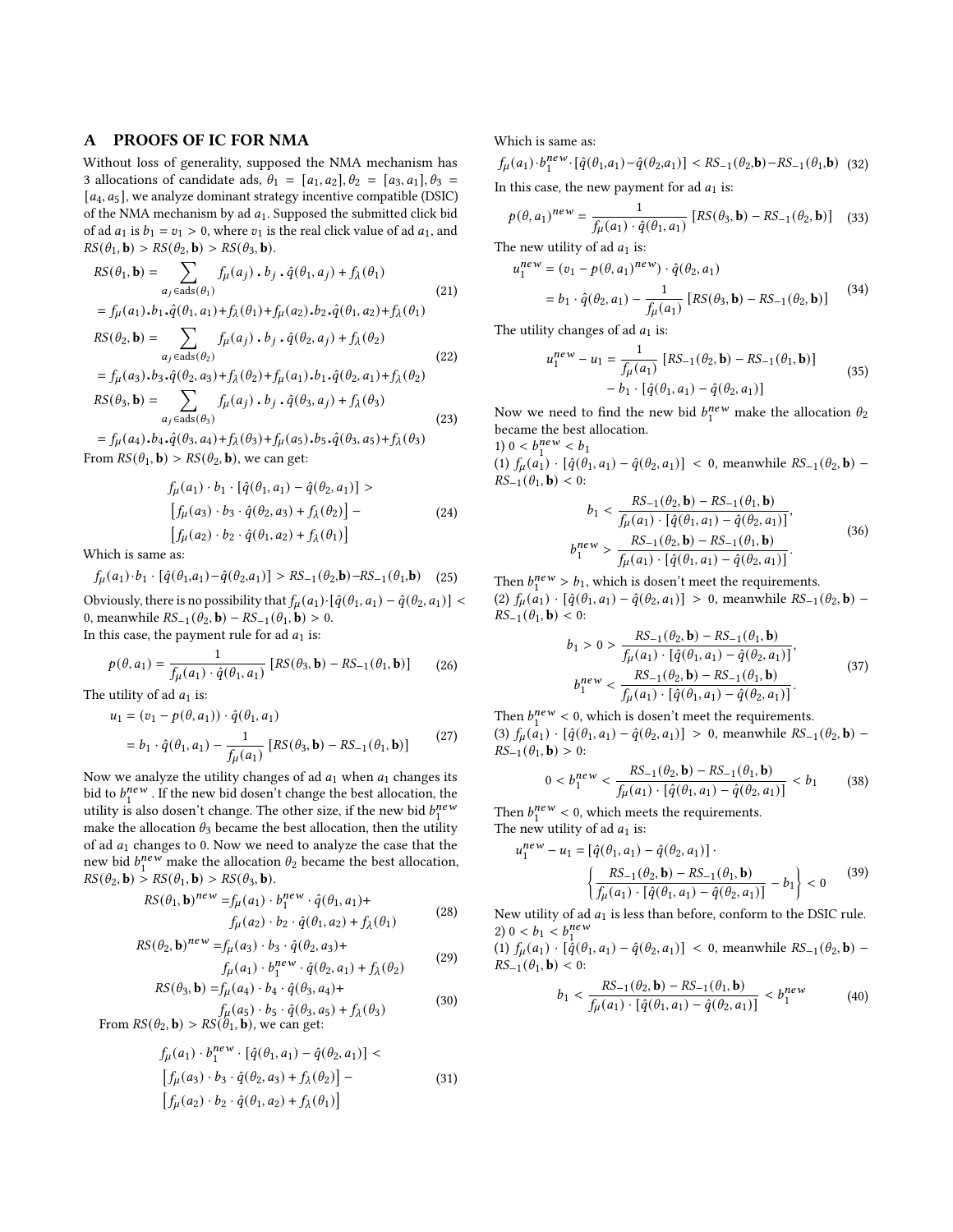## A PROOFS OF IC FOR NMA

Without loss of generality, supposed the NMA mechanism has 3 allocations of candidate ads, $\theta_1 = [a_1, a_2], \theta_2 = [a_3, a_1], \theta_3 = [a_4, a_5]$, we analyze dominant strategy incentive compatible (DSIC) of the NMA mechanism by ad $a_1$. Supposed the submitted click bid of ad $a_1$ is $b_1 = v_1 > 0$, where $v_1$ is the real click value of ad $a_1$, and $RS(\theta_1, \mathbf{b}) > RS(\theta_2, \mathbf{b}) > RS(\theta_3, \mathbf{b})$.

$$
\begin{aligned}
RS(\theta_1, \mathbf{b}) &= \sum_{a_j \in \text{ads}(\theta_1)} f_\mu(a_j) \cdot b_j \cdot \hat{q}(\theta_1, a_j) + f_\lambda(\theta_1) \\
&= f_\mu(a_1) \cdot b_1 \cdot \hat{q}(\theta_1, a_1) + f_\lambda(\theta_1) + f_\mu(a_2) \cdot b_2 \cdot \hat{q}(\theta_1, a_2) + f_\lambda(\theta_1)
\end{aligned} \tag{21}
$$

$$
\begin{aligned}
RS(\theta_2, \mathbf{b}) &= \sum_{a_j \in \text{ads}(\theta_2)} f_\mu(a_j) \cdot b_j \cdot \hat{q}(\theta_2, a_j) + f_\lambda(\theta_2) \\
&= f_\mu(a_3) \cdot b_3 \cdot \hat{q}(\theta_2, a_3) + f_\lambda(\theta_2) + f_\mu(a_1) \cdot b_1 \cdot \hat{q}(\theta_2, a_1) + f_\lambda(\theta_2)
\end{aligned} \tag{22}
$$

$$
\begin{aligned}
RS(\theta_3, \mathbf{b}) &= \sum_{a_j \in \text{ads}(\theta_3)} f_\mu(a_j) \cdot b_j \cdot \hat{q}(\theta_3, a_j) + f_\lambda(\theta_3) \\
&= f_\mu(a_4) \cdot b_4 \cdot \hat{q}(\theta_3, a_4) + f_\lambda(\theta_3) + f_\mu(a_5) \cdot b_5 \cdot \hat{q}(\theta_3, a_5) + f_\lambda(\theta_3)
\end{aligned} \tag{23}
$$

From $RS(\theta_1, \mathbf{b}) > RS(\theta_2, \mathbf{b})$, we can get:

$$
\begin{aligned}
& f_\mu(a_1) \cdot b_1 \cdot [\hat{q}(\theta_1, a_1) - \hat{q}(\theta_2, a_1)] > \\
& \left[f_\mu(a_3) \cdot b_3 \cdot \hat{q}(\theta_2, a_3) + f_\lambda(\theta_2)\right] - \\
& \left[f_\mu(a_2) \cdot b_2 \cdot \hat{q}(\theta_1, a_2) + f_\lambda(\theta_1)\right]
\end{aligned} \tag{24}
$$

Which is same as:

$$
f_\mu(a_1) \cdot b_1 \cdot [\hat{q}(\theta_1, a_1) - \hat{q}(\theta_2, a_1)] > RS_{-1}(\theta_2, \mathbf{b}) - RS_{-1}(\theta_1, \mathbf{b}) \tag{25}
$$

Obviously, there is no possibility that $f_\mu(a_1) \cdot [\hat{q}(\theta_1, a_1) - \hat{q}(\theta_2, a_1)] < 0$, meanwhile $RS_{-1}(\theta_2, \mathbf{b}) - RS_{-1}(\theta_1, \mathbf{b}) > 0$.

In this case, the payment rule for ad $a_1$ is:

$$
p(\theta, a_1) = \frac{1}{f_\mu(a_1) \cdot \hat{q}(\theta_1, a_1)} [RS(\theta_3, \mathbf{b}) - RS_{-1}(\theta_1, \mathbf{b})] \tag{26}
$$

The utility of ad $a_1$ is:

$$
\begin{aligned}
u_1 &= (v_1 - p(\theta, a_1)) \cdot \hat{q}(\theta_1, a_1) \\
&= b_1 \cdot \hat{q}(\theta_1, a_1) - \frac{1}{f_\mu(a_1)} [RS(\theta_3, \mathbf{b}) - RS_{-1}(\theta_1, \mathbf{b})]
\end{aligned} \tag{27}
$$

Now we analyze the utility changes of ad $a_1$ when $a_1$ changes its bid to $b_1^{new}$. If the new bid dosen't change the best allocation, the utility is also dosen't change. The other side, if the new bid $b_1^{new}$ make the allocation $\theta_3$ became the best allocation, then the utility of ad $a_1$ changes to 0. Now we need to analyze the case that the new bid $b_1^{new}$ make the allocation $\theta_2$ became the best allocation, $RS(\theta_2, \mathbf{b}) > RS(\theta_1, \mathbf{b}) > RS(\theta_3, \mathbf{b})$.

$$
\begin{aligned}
RS(\theta_1, \mathbf{b})^{new} = & f_\mu(a_1) \cdot b_1^{new} \cdot \hat{q}(\theta_1, a_1) + \\
& f_\mu(a_2) \cdot b_2 \cdot \hat{q}(\theta_1, a_2) + f_\lambda(\theta_1)
\end{aligned} \tag{28}
$$

$$
\begin{aligned}
RS(\theta_2, \mathbf{b})^{new} = & f_\mu(a_3) \cdot b_3 \cdot \hat{q}(\theta_2, a_3) + \\
& f_\mu(a_1) \cdot b_1^{new} \cdot \hat{q}(\theta_2, a_1) + f_\lambda(\theta_2)
\end{aligned} \tag{29}
$$

$$
\begin{aligned}
RS(\theta_3, \mathbf{b}) = & f_\mu(a_4) \cdot b_4 \cdot \hat{q}(\theta_3, a_4) + \\
& f_\mu(a_5) \cdot b_5 \cdot \hat{q}(\theta_3, a_5) + f_\lambda(\theta_3)
\end{aligned} \tag{30}
$$

From $RS(\theta_2, \mathbf{b}) > RS(\theta_1, \mathbf{b})$, we can get:

$$
\begin{aligned}
& f_\mu(a_1) \cdot b_1^{new} \cdot [\hat{q}(\theta_1, a_1) - \hat{q}(\theta_2, a_1)] < \\
& \left[f_\mu(a_3) \cdot b_3 \cdot \hat{q}(\theta_2, a_3) + f_\lambda(\theta_2)\right] - \\
& \left[f_\mu(a_2) \cdot b_2 \cdot \hat{q}(\theta_1, a_2) + f_\lambda(\theta_1)\right]
\end{aligned} \tag{31}
$$

Which is same as:

$$
f_\mu(a_1) \cdot b_1^{new} \cdot [\hat{q}(\theta_1, a_1) - \hat{q}(\theta_2, a_1)] < RS_{-1}(\theta_2, \mathbf{b}) - RS_{-1}(\theta_1, \mathbf{b}) \tag{32}
$$

In this case, the new payment for ad $a_1$ is:

$$
p(\theta, a_1)^{new} = \frac{1}{f_\mu(a_1) \cdot \hat{q}(\theta_1, a_1)} [RS(\theta_3, \mathbf{b}) - RS_{-1}(\theta_2, \mathbf{b})] \tag{33}
$$

The new utility of ad $a_1$ is:

$$
\begin{aligned}
u_1^{new} &= (v_1 - p(\theta, a_1)^{new}) \cdot \hat{q}(\theta_2, a_1) \\
&= b_1 \cdot \hat{q}(\theta_2, a_1) - \frac{1}{f_\mu(a_1)} [RS(\theta_3, \mathbf{b}) - RS_{-1}(\theta_2, \mathbf{b})]
\end{aligned} \tag{34}
$$

The utility changes of ad $a_1$ is:

$$
\begin{aligned}
u_1^{new} - u_1 = & \frac{1}{f_\mu(a_1)} [RS_{-1}(\theta_2, \mathbf{b}) - RS_{-1}(\theta_1, \mathbf{b})] \\
& - b_1 \cdot [\hat{q}(\theta_1, a_1) - \hat{q}(\theta_2, a_1)]
\end{aligned} \tag{35}
$$

Now we need to find the new bid $b_1^{new}$ make the allocation $\theta_2$ became the best allocation.

1) $0 < b_1^{new} < b_1$

(1) $f_\mu(a_1) \cdot [\hat{q}(\theta_1, a_1) - \hat{q}(\theta_2, a_1)] < 0$, meanwhile $RS_{-1}(\theta_2, \mathbf{b}) - RS_{-1}(\theta_1, \mathbf{b}) < 0$:

$$
\begin{aligned}
b_1 &< \frac{RS_{-1}(\theta_2, \mathbf{b}) - RS_{-1}(\theta_1, \mathbf{b})}{f_\mu(a_1) \cdot [\hat{q}(\theta_1, a_1) - \hat{q}(\theta_2, a_1)]}, \\
b_1^{new} &> \frac{RS_{-1}(\theta_2, \mathbf{b}) - RS_{-1}(\theta_1, \mathbf{b})}{f_\mu(a_1) \cdot [\hat{q}(\theta_1, a_1) - \hat{q}(\theta_2, a_1)]}.
\end{aligned} \tag{36}
$$

Then $b_1^{new} > b_1$, which is dosen't meet the requirements.

(2) $f_\mu(a_1) \cdot [\hat{q}(\theta_1, a_1) - \hat{q}(\theta_2, a_1)] > 0$, meanwhile $RS_{-1}(\theta_2, \mathbf{b}) - RS_{-1}(\theta_1, \mathbf{b}) < 0$:

$$
\begin{aligned}
b_1 > 0 &> \frac{RS_{-1}(\theta_2, \mathbf{b}) - RS_{-1}(\theta_1, \mathbf{b})}{f_\mu(a_1) \cdot [\hat{q}(\theta_1, a_1) - \hat{q}(\theta_2, a_1)]}, \\
b_1^{new} &< \frac{RS_{-1}(\theta_2, \mathbf{b}) - RS_{-1}(\theta_1, \mathbf{b})}{f_\mu(a_1) \cdot [\hat{q}(\theta_1, a_1) - \hat{q}(\theta_2, a_1)]}.
\end{aligned} \tag{37}
$$

Then $b_1^{new} < 0$, which is dosen't meet the requirements.

(3) $f_\mu(a_1) \cdot [\hat{q}(\theta_1, a_1) - \hat{q}(\theta_2, a_1)] > 0$, meanwhile $RS_{-1}(\theta_2, \mathbf{b}) - RS_{-1}(\theta_1, \mathbf{b}) > 0$:

$$
0 < b_1^{new} < \frac{RS_{-1}(\theta_2, \mathbf{b}) - RS_{-1}(\theta_1, \mathbf{b})}{f_\mu(a_1) \cdot [\hat{q}(\theta_1, a_1) - \hat{q}(\theta_2, a_1)]} < b_1 \tag{38}
$$

Then $b_1^{new} < 0$, which meets the requirements.

The new utility of ad $a_1$ is:

$$
\begin{aligned}
u_1^{new} - u_1 = & [\hat{q}(\theta_1, a_1) - \hat{q}(\theta_2, a_1)] \cdot \\
& \left\{ \frac{RS_{-1}(\theta_2, \mathbf{b}) - RS_{-1}(\theta_1, \mathbf{b})}{f_\mu(a_1) \cdot [\hat{q}(\theta_1, a_1) - \hat{q}(\theta_2, a_1)]} - b_1 \right\} < 0
\end{aligned} \tag{39}
$$

New utility of ad $a_1$ is less than before, conform to the DSIC rule.

2) $0 < b_1 < b_1^{new}$

(1) $f_\mu(a_1) \cdot [\hat{q}(\theta_1, a_1) - \hat{q}(\theta_2, a_1)] < 0$, meanwhile $RS_{-1}(\theta_2, \mathbf{b}) - RS_{-1}(\theta_1, \mathbf{b}) < 0$:

$$
b_1 < \frac{RS_{-1}(\theta_2, \mathbf{b}) - RS_{-1}(\theta_1, \mathbf{b})}{f_\mu(a_1) \cdot [\hat{q}(\theta_1, a_1) - \hat{q}(\theta_2, a_1)]} < b_1^{new} \tag{40}
$$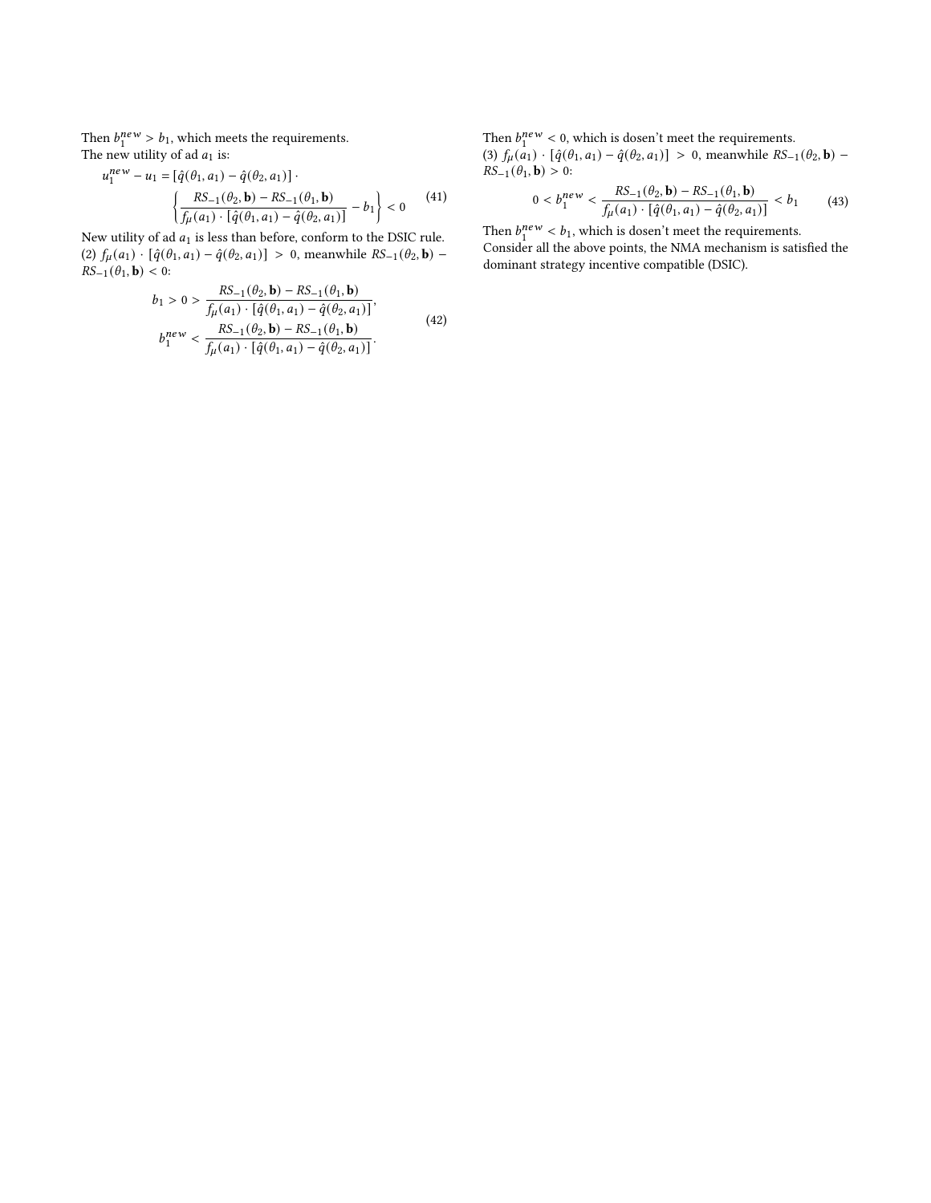Then $b_1^{new} > b_1$, which meets the requirements.
The new utility of ad $a_1$ is:

$$
\begin{aligned}
u_1^{new} - u_1 = &[\hat{q}(\theta_1, a_1) - \hat{q}(\theta_2, a_1)] \cdot \\
&\left\{ \frac{RS_{-1}(\theta_2, \mathbf{b}) - RS_{-1}(\theta_1, \mathbf{b})}{f_\mu(a_1) \cdot [\hat{q}(\theta_1, a_1) - \hat{q}(\theta_2, a_1)]} - b_1 \right\} < 0
\end{aligned} \tag{41}
$$

New utility of ad $a_1$ is less than before, conform to the DSIC rule.
(2) $f_\mu(a_1) \cdot [\hat{q}(\theta_1, a_1) - \hat{q}(\theta_2, a_1)] > 0$, meanwhile $RS_{-1}(\theta_2, \mathbf{b}) - RS_{-1}(\theta_1, \mathbf{b}) < 0$:

$$
\begin{aligned}
b_1 > 0 > \frac{RS_{-1}(\theta_2, \mathbf{b}) - RS_{-1}(\theta_1, \mathbf{b})}{f_\mu(a_1) \cdot [\hat{q}(\theta_1, a_1) - \hat{q}(\theta_2, a_1)]}, \\
b_1^{new} < \frac{RS_{-1}(\theta_2, \mathbf{b}) - RS_{-1}(\theta_1, \mathbf{b})}{f_\mu(a_1) \cdot [\hat{q}(\theta_1, a_1) - \hat{q}(\theta_2, a_1)]}.
\end{aligned} \tag{42}
$$

Then $b_1^{new} < 0$, which is dosen't meet the requirements.
(3) $f_\mu(a_1) \cdot [\hat{q}(\theta_1, a_1) - \hat{q}(\theta_2, a_1)] > 0$, meanwhile $RS_{-1}(\theta_2, \mathbf{b}) - RS_{-1}(\theta_1, \mathbf{b}) > 0$:

$$
0 < b_1^{new} < \frac{RS_{-1}(\theta_2, \mathbf{b}) - RS_{-1}(\theta_1, \mathbf{b})}{f_\mu(a_1) \cdot [\hat{q}(\theta_1, a_1) - \hat{q}(\theta_2, a_1)]} < b_1 \tag{43}
$$

Then $b_1^{new} < b_1$, which is dosen't meet the requirements.
Consider all the above points, the NMA mechanism is satisfied the dominant strategy incentive compatible (DSIC).